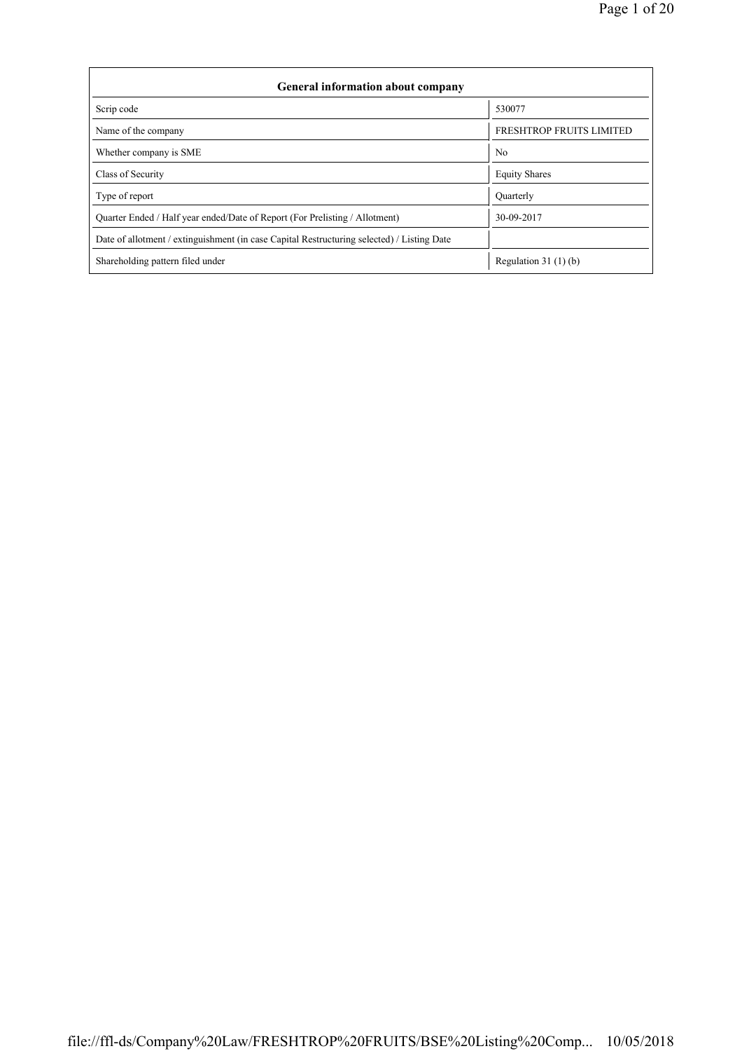| General information about company | |
|---|---|
| Scrip code | 530077 |
| Name of the company | FRESHTROP FRUITS LIMITED |
| Whether company is SME | No |
| Class of Security | Equity Shares |
| Type of report | Quarterly |
| Quarter Ended / Half year ended/Date of Report (For Prelisting / Allotment) | 30-09-2017 |
| Date of allotment / extinguishment (in case Capital Restructuring selected) / Listing Date | |
| Shareholding pattern filed under | Regulation 31 (1) (b) |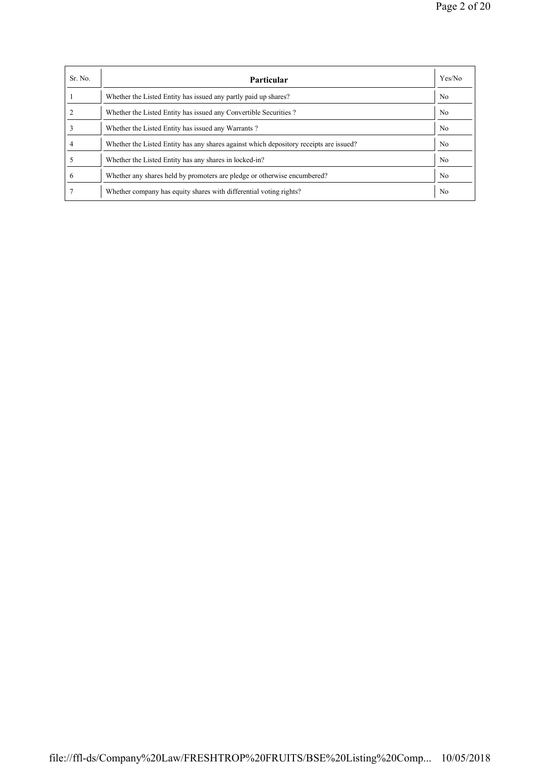| Sr. No. | Particular | Yes/No |
|---|---|---|
| 1 | Whether the Listed Entity has issued any partly paid up shares? | No |
| 2 | Whether the Listed Entity has issued any Convertible Securities ? | No |
| 3 | Whether the Listed Entity has issued any Warrants ? | No |
| 4 | Whether the Listed Entity has any shares against which depository receipts are issued? | No |
| 5 | Whether the Listed Entity has any shares in locked-in? | No |
| 6 | Whether any shares held by promoters are pledge or otherwise encumbered? | No |
| 7 | Whether company has equity shares with differential voting rights? | No |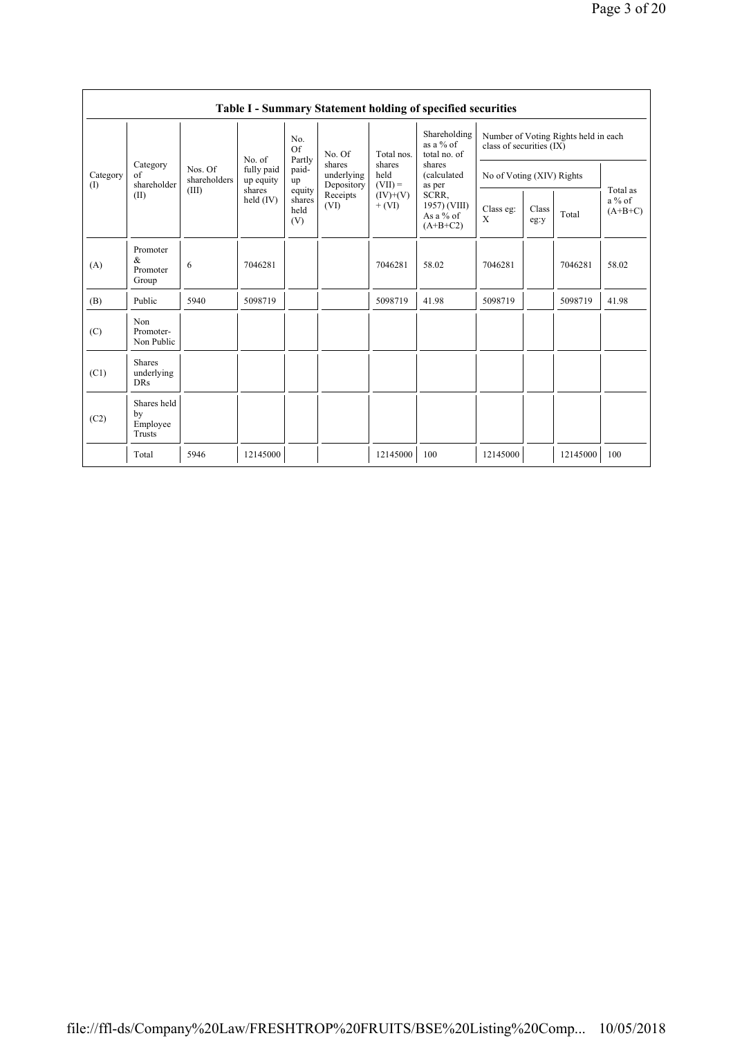## Table I - Summary Statement holding of specified securities

| Category (I) | Category of shareholder (II) | Nos. Of shareholders (III) | No. of fully paid up equity shares held (IV) | No. Of Partly paid-up equity shares held (V) | No. Of shares underlying Depository Receipts (VI) | Total nos. shares held (VII) = (IV)+(V)+ (VI) | Shareholding as a % of total no. of shares (calculated as per SCRR, 1957) (VIII) As a % of (A+B+C2) | Number of Voting Rights held in each class of securities (IX) | | | |
|---|---|---|---|---|---|---|---|---|---|---|---|
| | | | | | | | | No of Voting (XIV) Rights | | | Total as a % of (A+B+C) |
| | | | | | | | | Class eg: X | Class eg:y | Total | |
| (A) | Promoter & Promoter Group | 6 | 7046281 | | | 7046281 | 58.02 | 7046281 | | 7046281 | 58.02 |
| (B) | Public | 5940 | 5098719 | | | 5098719 | 41.98 | 5098719 | | 5098719 | 41.98 |
| (C) | Non Promoter- Non Public | | | | | | | | | | |
| (C1) | Shares underlying DRs | | | | | | | | | | |
| (C2) | Shares held by Employee Trusts | | | | | | | | | | |
| | Total | 5946 | 12145000 | | | 12145000 | 100 | 12145000 | | 12145000 | 100 |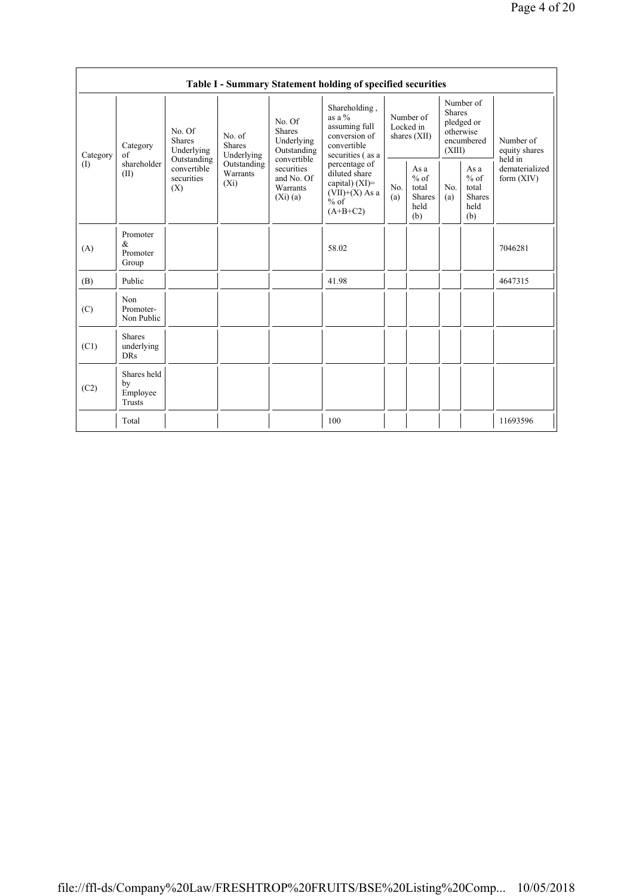**Table I - Summary Statement holding of specified securities**

| Category (I) | Category of shareholder (II) | No. Of Shares Underlying Outstanding convertible securities (X) | No. of Shares Underlying Outstanding Warrants (Xi) | No. Of Shares Underlying Outstanding convertible securities and No. Of Warrants (Xi) (a) | Shareholding , as a % assuming full conversion of convertible securities ( as a percentage of diluted share capital) (XI)= (VII)+(X) As a % of (A+B+C2) | Number of Locked in shares (XII) | | Number of Shares pledged or otherwise encumbered (XIII) | | Number of equity shares held in dematerialized form (XIV) |
|---|---|---|---|---|---|---|---|---|---|---|
| | | | | | | No. (a) | As a % of total Shares held (b) | No. (a) | As a % of total Shares held (b) | |
| (A) | Promoter & Promoter Group | | | | 58.02 | | | | | 7046281 |
| (B) | Public | | | | 41.98 | | | | | 4647315 |
| (C) | Non Promoter- Non Public | | | | | | | | | |
| (C1) | Shares underlying DRs | | | | | | | | | |
| (C2) | Shares held by Employee Trusts | | | | | | | | | |
| | Total | | | | 100 | | | | | 11693596 |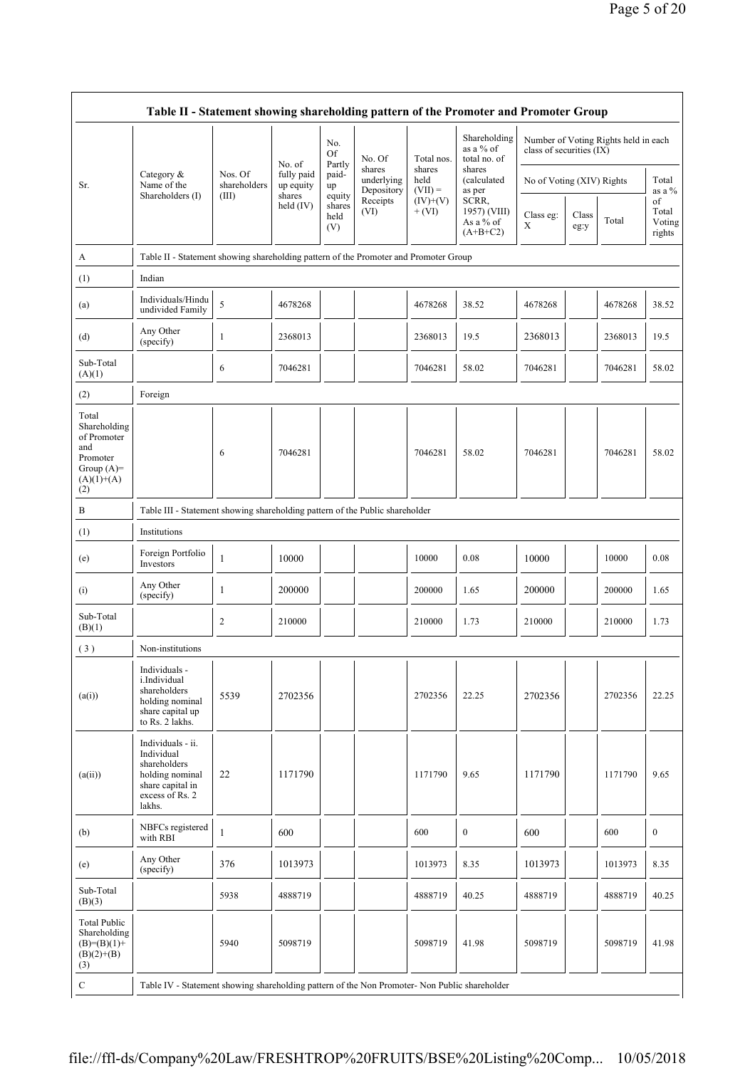| Table II - Statement showing shareholding pattern of the Promoter and Promoter Group | | | | | | | | | | | |
|---|---|---|---|---|---|---|---|---|---|---|---|
| Sr. | Category & Name of the Shareholders (I) | Nos. Of shareholders (III) | No. of fully paid up equity shares held (IV) | No. Of Partly paid-up equity shares held (V) | No. Of shares underlying Depository Receipts (VI) | Total nos. shares held (VII) = (IV)+(V)+ (VI) | Shareholding as a % of total no. of shares (calculated as per SCRR, 1957) (VIII) As a % of (A+B+C2) | Number of Voting Rights held in each class of securities (IX) | | | |
| | | | | | | | | No of Voting (XIV) Rights | | | Total as a % of Total Voting rights |
| | | | | | | | | Class eg: X | Class eg:y | Total | |
| A | Table II - Statement showing shareholding pattern of the Promoter and Promoter Group | | | | | | | | | | |
| (1) | Indian | | | | | | | | | | |
| (a) | Individuals/Hindu undivided Family | 5 | 4678268 | | | 4678268 | 38.52 | 4678268 | | 4678268 | 38.52 |
| (d) | Any Other (specify) | 1 | 2368013 | | | 2368013 | 19.5 | 2368013 | | 2368013 | 19.5 |
| Sub-Total (A)(1) | | 6 | 7046281 | | | 7046281 | 58.02 | 7046281 | | 7046281 | 58.02 |
| (2) | Foreign | | | | | | | | | | |
| Total Shareholding of Promoter and Promoter Group (A)= (A)(1)+(A)(2) | | 6 | 7046281 | | | 7046281 | 58.02 | 7046281 | | 7046281 | 58.02 |
| B | Table III - Statement showing shareholding pattern of the Public shareholder | | | | | | | | | | |
| (1) | Institutions | | | | | | | | | | |
| (e) | Foreign Portfolio Investors | 1 | 10000 | | | 10000 | 0.08 | 10000 | | 10000 | 0.08 |
| (i) | Any Other (specify) | 1 | 200000 | | | 200000 | 1.65 | 200000 | | 200000 | 1.65 |
| Sub-Total (B)(1) | | 2 | 210000 | | | 210000 | 1.73 | 210000 | | 210000 | 1.73 |
| (3) | Non-institutions | | | | | | | | | | |
| (a(i)) | Individuals - i.Individual shareholders holding nominal share capital up to Rs. 2 lakhs. | 5539 | 2702356 | | | 2702356 | 22.25 | 2702356 | | 2702356 | 22.25 |
| (a(ii)) | Individuals - ii. Individual shareholders holding nominal share capital in excess of Rs. 2 lakhs. | 22 | 1171790 | | | 1171790 | 9.65 | 1171790 | | 1171790 | 9.65 |
| (b) | NBFCs registered with RBI | 1 | 600 | | | 600 | 0 | 600 | | 600 | 0 |
| (e) | Any Other (specify) | 376 | 1013973 | | | 1013973 | 8.35 | 1013973 | | 1013973 | 8.35 |
| Sub-Total (B)(3) | | 5938 | 4888719 | | | 4888719 | 40.25 | 4888719 | | 4888719 | 40.25 |
| Total Public Shareholding (B)=(B)(1)+(B)(2)+(B)(3) | | 5940 | 5098719 | | | 5098719 | 41.98 | 5098719 | | 5098719 | 41.98 |
| C | Table IV - Statement showing shareholding pattern of the Non Promoter- Non Public shareholder | | | | | | | | | | |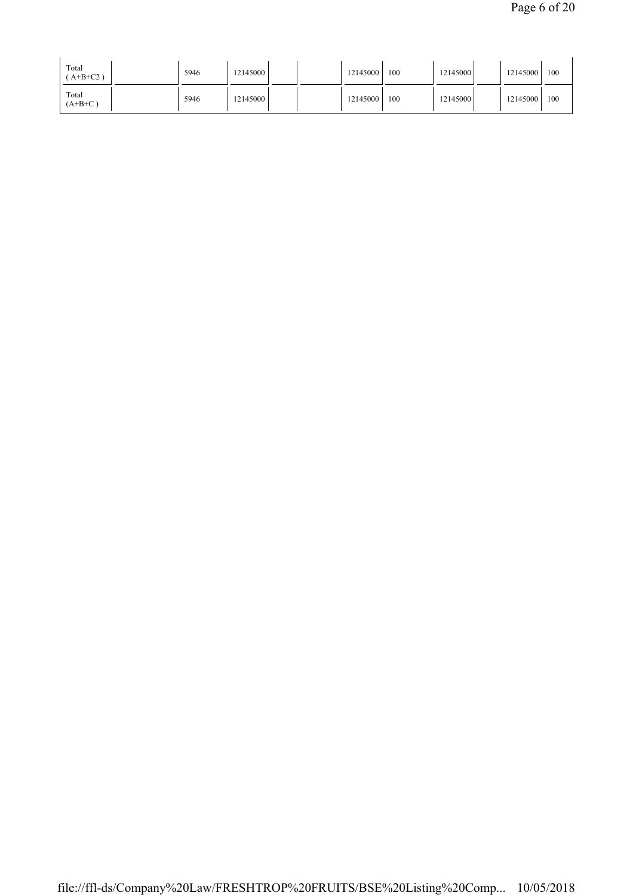| | | | | | | | | | | | |
|---|---|---|---|---|---|---|---|---|---|---|---|
| Total ( A+B+C2 ) | | 5946 | 12145000 | | | 12145000 | 100 | 12145000 | | 12145000 | 100 |
| Total (A+B+C ) | | 5946 | 12145000 | | | 12145000 | 100 | 12145000 | | 12145000 | 100 |

file://ffl-ds/Company%20Law/FRESHTROP%20FRUITS/BSE%20Listing%20Comp... 10/05/2018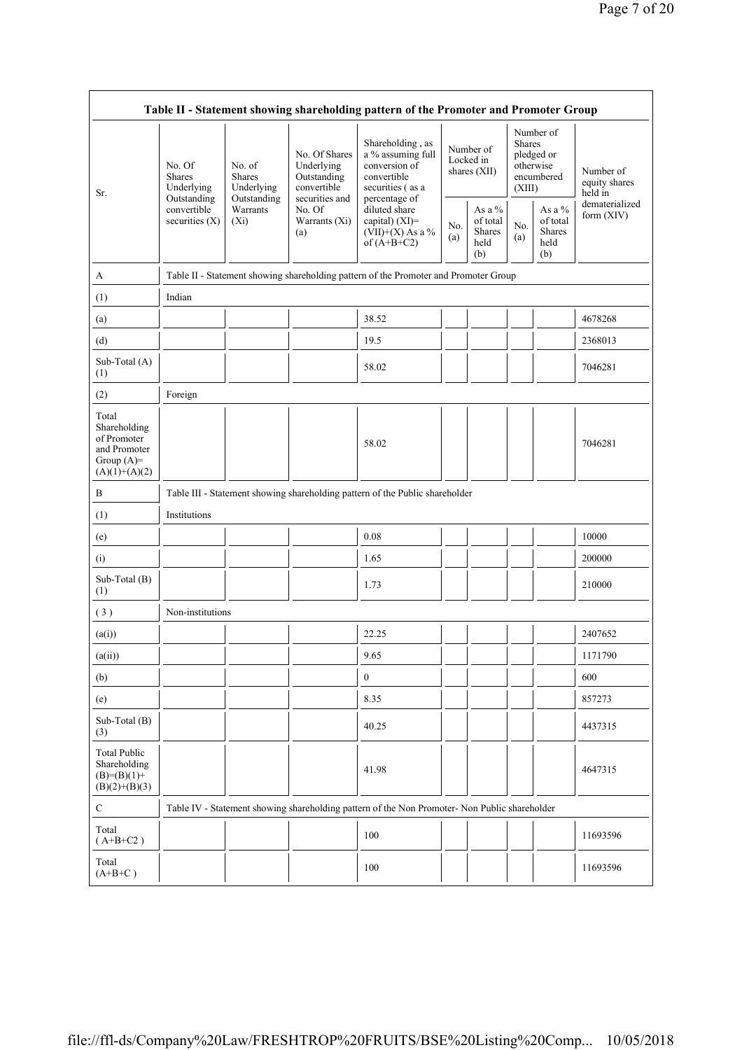| Table II - Statement showing shareholding pattern of the Promoter and Promoter Group | | | | | | | | | |
|---|---|---|---|---|---|---|---|---|---|
| Sr. | No. Of Shares Underlying Outstanding convertible securities (X) | No. of Shares Underlying Outstanding Warrants (Xi) | No. Of Shares Underlying Outstanding convertible securities and No. Of Warrants (Xi) (a) | Shareholding , as a % assuming full conversion of convertible securities ( as a percentage of diluted share capital) (XI)= (VII)+(X) As a % of (A+B+C2) | Number of Locked in shares (XII) | | Number of Shares pledged or otherwise encumbered (XIII) | | Number of equity shares held in dematerialized form (XIV) |
| | | | | | No. (a) | As a % of total Shares held (b) | No. (a) | As a % of total Shares held (b) | |
| A | Table II - Statement showing shareholding pattern of the Promoter and Promoter Group | | | | | | | | |
| (1) | Indian | | | | | | | | |
| (a) | | | | 38.52 | | | | | 4678268 |
| (d) | | | | 19.5 | | | | | 2368013 |
| Sub-Total (A) (1) | | | | 58.02 | | | | | 7046281 |
| (2) | Foreign | | | | | | | | |
| Total Shareholding of Promoter and Promoter Group (A)= (A)(1)+(A)(2) | | | | 58.02 | | | | | 7046281 |
| B | Table III - Statement showing shareholding pattern of the Public shareholder | | | | | | | | |
| (1) | Institutions | | | | | | | | |
| (e) | | | | 0.08 | | | | | 10000 |
| (i) | | | | 1.65 | | | | | 200000 |
| Sub-Total (B) (1) | | | | 1.73 | | | | | 210000 |
| ( 3 ) | Non-institutions | | | | | | | | |
| (a(i)) | | | | 22.25 | | | | | 2407652 |
| (a(ii)) | | | | 9.65 | | | | | 1171790 |
| (b) | | | | 0 | | | | | 600 |
| (e) | | | | 8.35 | | | | | 857273 |
| Sub-Total (B) (3) | | | | 40.25 | | | | | 4437315 |
| Total Public Shareholding (B)=(B)(1)+ (B)(2)+(B)(3) | | | | 41.98 | | | | | 4647315 |
| C | Table IV - Statement showing shareholding pattern of the Non Promoter- Non Public shareholder | | | | | | | | |
| Total ( A+B+C2 ) | | | | 100 | | | | | 11693596 |
| Total (A+B+C ) | | | | 100 | | | | | 11693596 |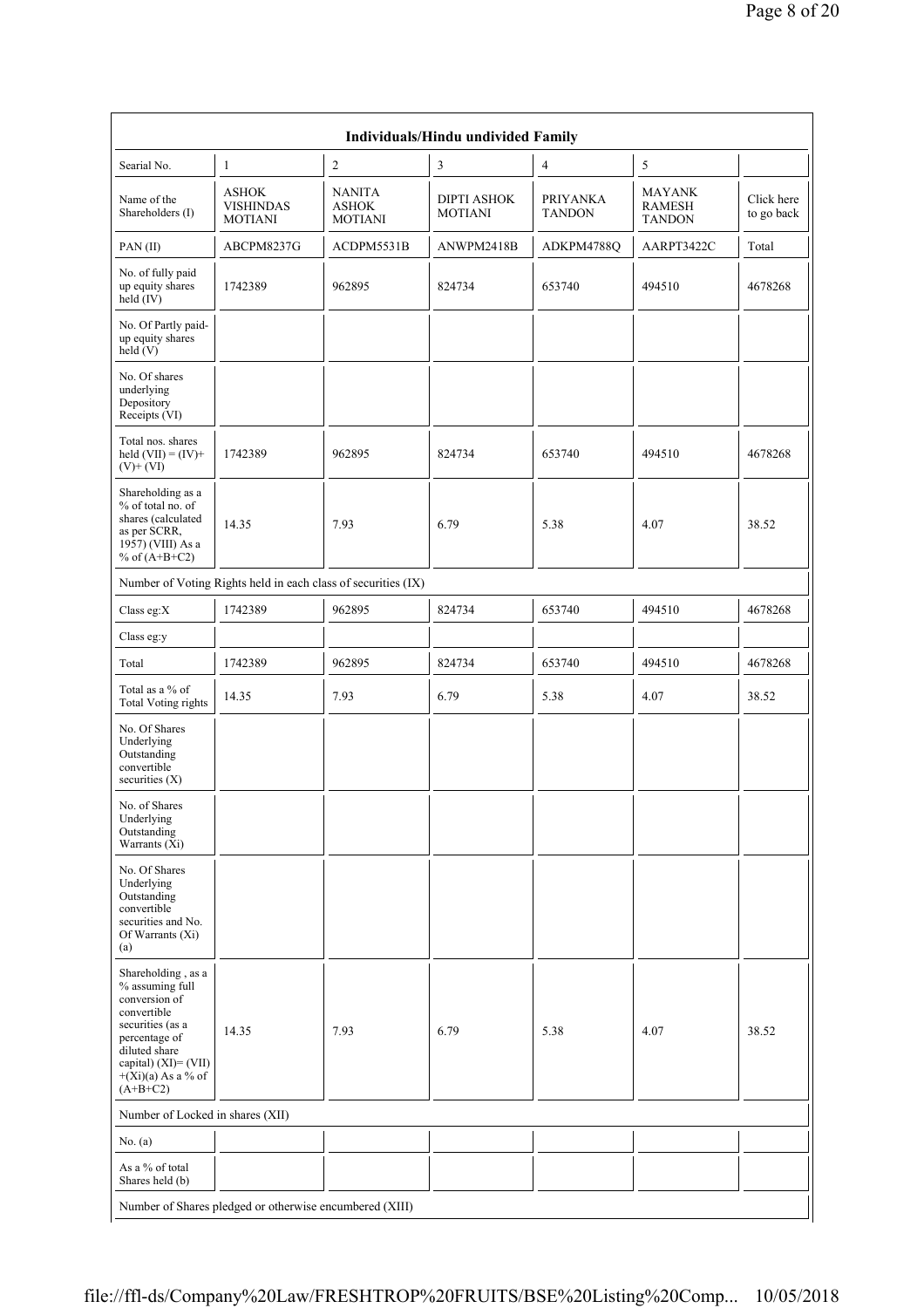| Individuals/Hindu undivided Family | | | | | | |
|---|---|---|---|---|---|---|
| Searial No. | 1 | 2 | 3 | 4 | 5 | |
| Name of the Shareholders (I) | ASHOK VISHINDAS MOTIANI | NANITA ASHOK MOTIANI | DIPTI ASHOK MOTIANI | PRIYANKA TANDON | MAYANK RAMESH TANDON | Click here to go back |
| PAN (II) | ABCPM8237G | ACDPM5531B | ANWPM2418B | ADKPM4788Q | AARPT3422C | Total |
| No. of fully paid up equity shares held (IV) | 1742389 | 962895 | 824734 | 653740 | 494510 | 4678268 |
| No. Of Partly paid-up equity shares held (V) | | | | | | |
| No. Of shares underlying Depository Receipts (VI) | | | | | | |
| Total nos. shares held (VII) = (IV)+(V)+ (VI) | 1742389 | 962895 | 824734 | 653740 | 494510 | 4678268 |
| Shareholding as a % of total no. of shares (calculated as per SCRR, 1957) (VIII) As a % of (A+B+C2) | 14.35 | 7.93 | 6.79 | 5.38 | 4.07 | 38.52 |
| Number of Voting Rights held in each class of securities (IX) | | | | | | |
| Class eg:X | 1742389 | 962895 | 824734 | 653740 | 494510 | 4678268 |
| Class eg:y | | | | | | |
| Total | 1742389 | 962895 | 824734 | 653740 | 494510 | 4678268 |
| Total as a % of Total Voting rights | 14.35 | 7.93 | 6.79 | 5.38 | 4.07 | 38.52 |
| No. Of Shares Underlying Outstanding convertible securities (X) | | | | | | |
| No. of Shares Underlying Outstanding Warrants (Xi) | | | | | | |
| No. Of Shares Underlying Outstanding convertible securities and No. Of Warrants (Xi) (a) | | | | | | |
| Shareholding , as a % assuming full conversion of convertible securities (as a percentage of diluted share capital) (XI)= (VII)+(Xi)(a) As a % of (A+B+C2) | 14.35 | 7.93 | 6.79 | 5.38 | 4.07 | 38.52 |
| Number of Locked in shares (XII) | | | | | | |
| No. (a) | | | | | | |
| As a % of total Shares held (b) | | | | | | |
| Number of Shares pledged or otherwise encumbered (XIII) | | | | | | |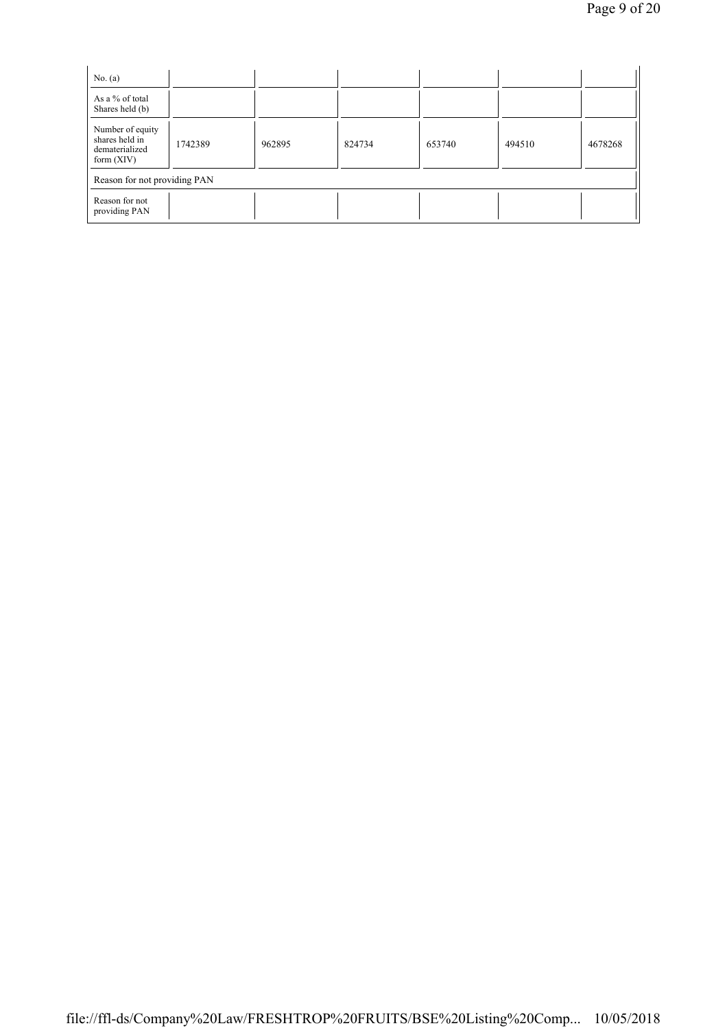| No. (a) | | | | | | |
|---|---|---|---|---|---|---|
| As a % of total Shares held (b) | | | | | | |
| Number of equity shares held in dematerialized form (XIV) | 1742389 | 962895 | 824734 | 653740 | 494510 | 4678268 |
| Reason for not providing PAN | | | | | | |
| Reason for not providing PAN | | | | | | |

file://ffl-ds/Company%20Law/FRESHTROP%20FRUITS/BSE%20Listing%20Comp... 10/05/2018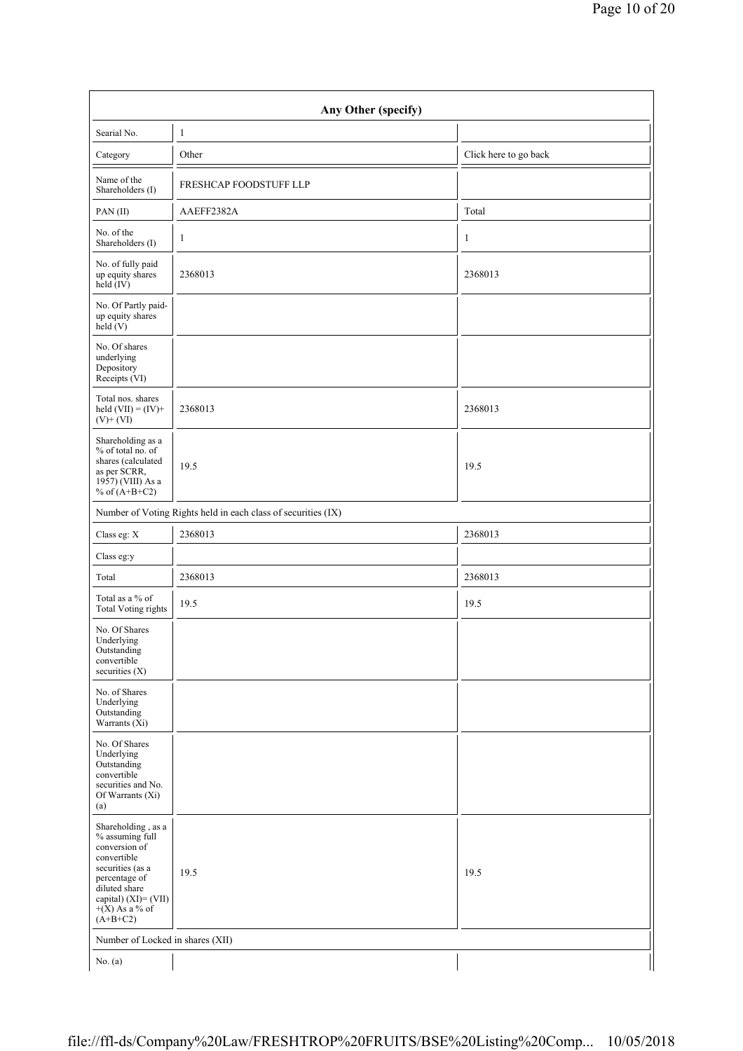| Any Other (specify) | | |
|---|---|---|
| Searial No. | 1 | |
| Category | Other | Click here to go back |
| Name of the Shareholders (I) | FRESHCAP FOODSTUFF LLP | |
| PAN (II) | AAEFF2382A | Total |
| No. of the Shareholders (I) | 1 | 1 |
| No. of fully paid up equity shares held (IV) | 2368013 | 2368013 |
| No. Of Partly paid-up equity shares held (V) | | |
| No. Of shares underlying Depository Receipts (VI) | | |
| Total nos. shares held (VII) = (IV)+ (V)+ (VI) | 2368013 | 2368013 |
| Shareholding as a % of total no. of shares (calculated as per SCRR, 1957) (VIII) As a % of (A+B+C2) | 19.5 | 19.5 |
| Number of Voting Rights held in each class of securities (IX) | | |
| Class eg: X | 2368013 | 2368013 |
| Class eg:y | | |
| Total | 2368013 | 2368013 |
| Total as a % of Total Voting rights | 19.5 | 19.5 |
| No. Of Shares Underlying Outstanding convertible securities (X) | | |
| No. of Shares Underlying Outstanding Warrants (Xi) | | |
| No. Of Shares Underlying Outstanding convertible securities and No. Of Warrants (Xi) (a) | | |
| Shareholding , as a % assuming full conversion of convertible securities (as a percentage of diluted share capital) (XI)= (VII) +(X) As a % of (A+B+C2) | 19.5 | 19.5 |
| Number of Locked in shares (XII) | | |
| No. (a) | | |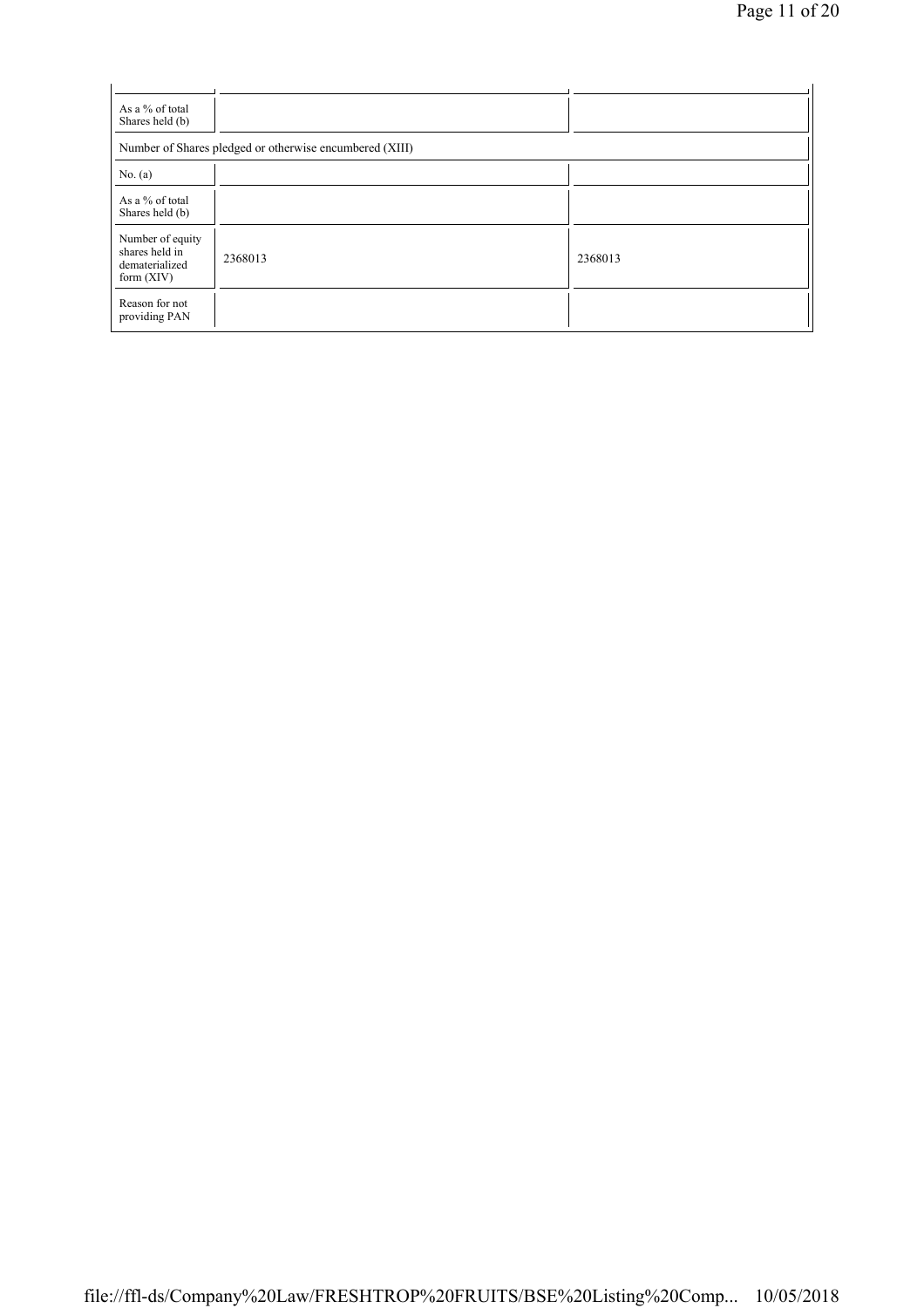| | | |
|---|---|---|
| As a % of total Shares held (b) | | |
| Number of Shares pledged or otherwise encumbered (XIII) | | |
| No. (a) | | |
| As a % of total Shares held (b) | | |
| Number of equity shares held in dematerialized form (XIV) | 2368013 | 2368013 |
| Reason for not providing PAN | | |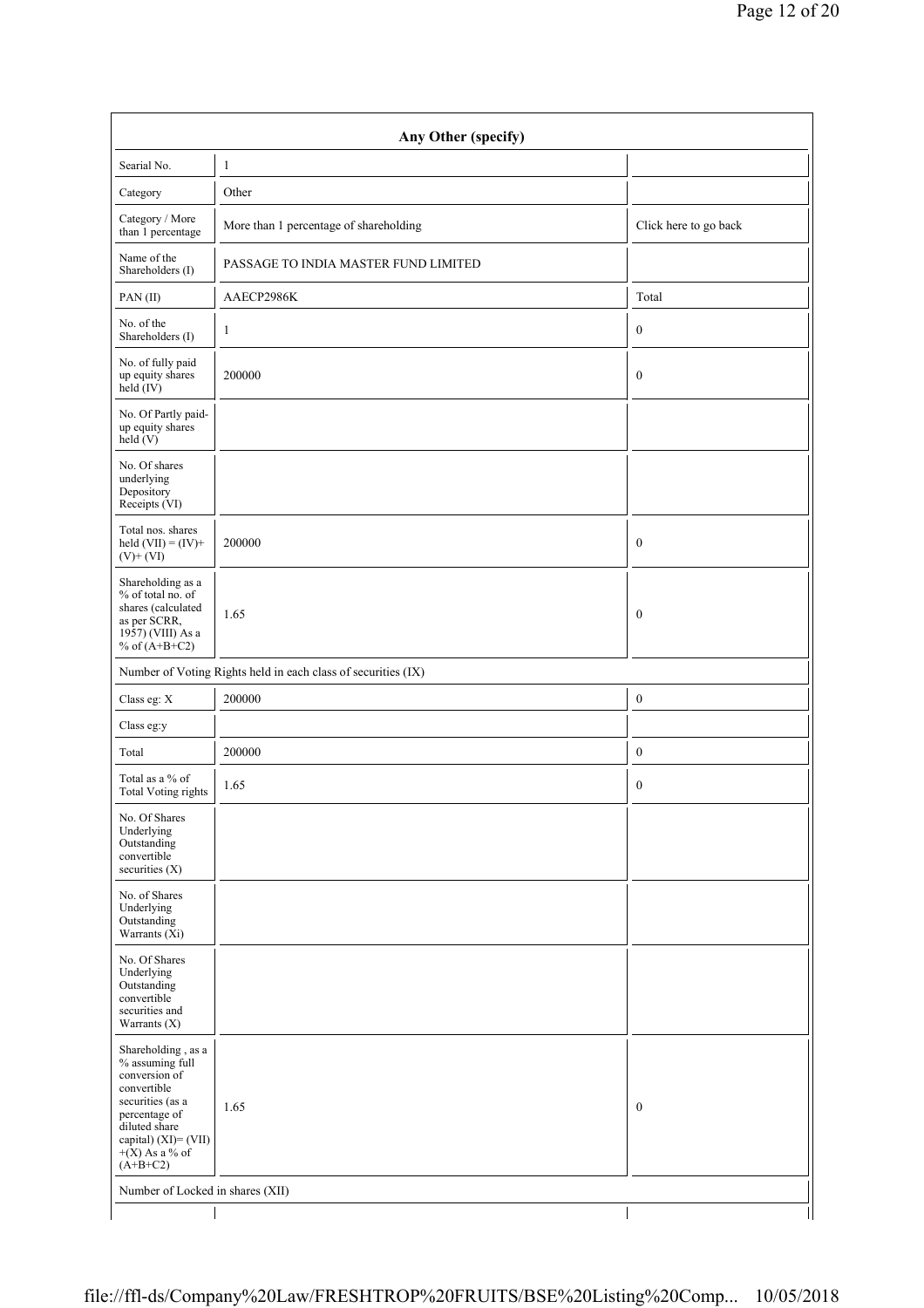| Any Other (specify) | | |
|---|---|---|
| Searial No. | 1 | |
| Category | Other | |
| Category / More than 1 percentage | More than 1 percentage of shareholding | Click here to go back |
| Name of the Shareholders (I) | PASSAGE TO INDIA MASTER FUND LIMITED | |
| PAN (II) | AAECP2986K | Total |
| No. of the Shareholders (I) | 1 | 0 |
| No. of fully paid up equity shares held (IV) | 200000 | 0 |
| No. Of Partly paid-up equity shares held (V) | | |
| No. Of shares underlying Depository Receipts (VI) | | |
| Total nos. shares held (VII) = (IV)+ (V)+ (VI) | 200000 | 0 |
| Shareholding as a % of total no. of shares (calculated as per SCRR, 1957) (VIII) As a % of (A+B+C2) | 1.65 | 0 |
| Number of Voting Rights held in each class of securities (IX) | | |
| Class eg: X | 200000 | 0 |
| Class eg:y | | |
| Total | 200000 | 0 |
| Total as a % of Total Voting rights | 1.65 | 0 |
| No. Of Shares Underlying Outstanding convertible securities (X) | | |
| No. of Shares Underlying Outstanding Warrants (Xi) | | |
| No. Of Shares Underlying Outstanding convertible securities and Warrants (X) | | |
| Shareholding , as a % assuming full conversion of convertible securities (as a percentage of diluted share capital) (XI)= (VII)+(X) As a % of (A+B+C2) | 1.65 | 0 |
| Number of Locked in shares (XII) | | |
| | | |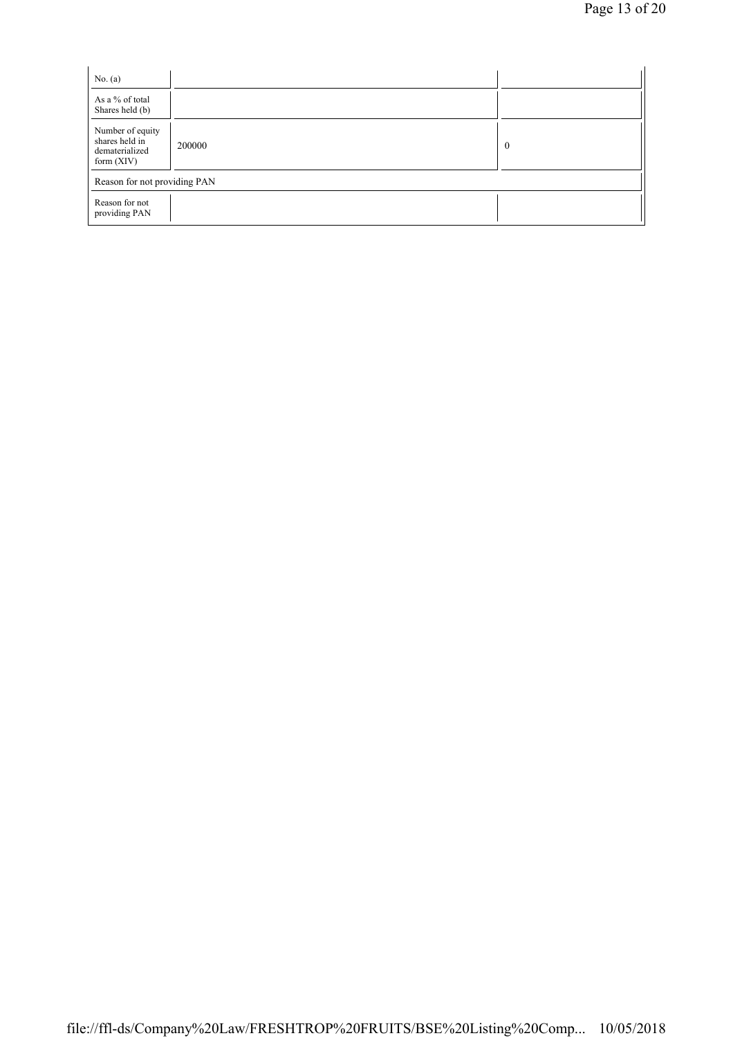| | | |
|---|---|---|
| No. (a) | | |
| As a % of total Shares held (b) | | |
| Number of equity shares held in dematerialized form (XIV) | 200000 | 0 |
| Reason for not providing PAN | | |
| Reason for not providing PAN | | |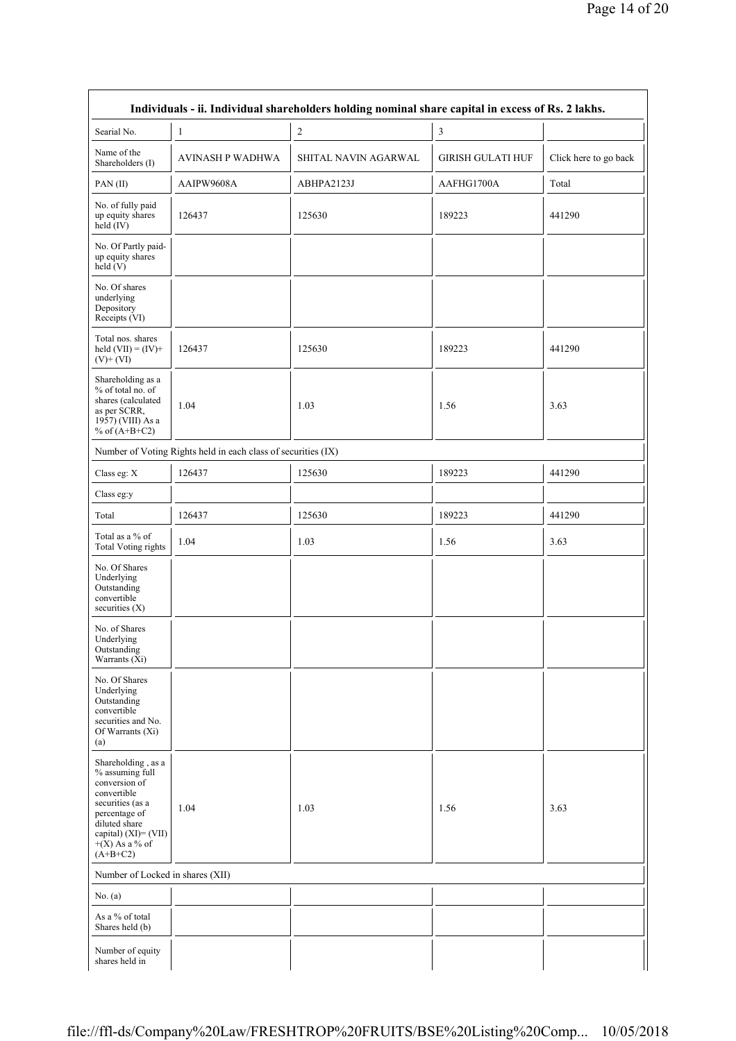| Individuals - ii. Individual shareholders holding nominal share capital in excess of Rs. 2 lakhs. | | | | |
|---|---|---|---|---|
| Searial No. | 1 | 2 | 3 | |
| Name of the Shareholders (I) | AVINASH P WADHWA | SHITAL NAVIN AGARWAL | GIRISH GULATI HUF | Click here to go back |
| PAN (II) | AAIPW9608A | ABHPA2123J | AAFHG1700A | Total |
| No. of fully paid up equity shares held (IV) | 126437 | 125630 | 189223 | 441290 |
| No. Of Partly paid-up equity shares held (V) | | | | |
| No. Of shares underlying Depository Receipts (VI) | | | | |
| Total nos. shares held (VII) = (IV)+(V)+ (VI) | 126437 | 125630 | 189223 | 441290 |
| Shareholding as a % of total no. of shares (calculated as per SCRR, 1957) (VIII) As a % of (A+B+C2) | 1.04 | 1.03 | 1.56 | 3.63 |
| Number of Voting Rights held in each class of securities (IX) | | | | |
| Class eg: X | 126437 | 125630 | 189223 | 441290 |
| Class eg:y | | | | |
| Total | 126437 | 125630 | 189223 | 441290 |
| Total as a % of Total Voting rights | 1.04 | 1.03 | 1.56 | 3.63 |
| No. Of Shares Underlying Outstanding convertible securities (X) | | | | |
| No. of Shares Underlying Outstanding Warrants (Xi) | | | | |
| No. Of Shares Underlying Outstanding convertible securities and No. Of Warrants (Xi) (a) | | | | |
| Shareholding , as a % assuming full conversion of convertible securities (as a percentage of diluted share capital) (XI)= (VII)+(X) As a % of (A+B+C2) | 1.04 | 1.03 | 1.56 | 3.63 |
| Number of Locked in shares (XII) | | | | |
| No. (a) | | | | |
| As a % of total Shares held (b) | | | | |
| Number of equity shares held in | | | | |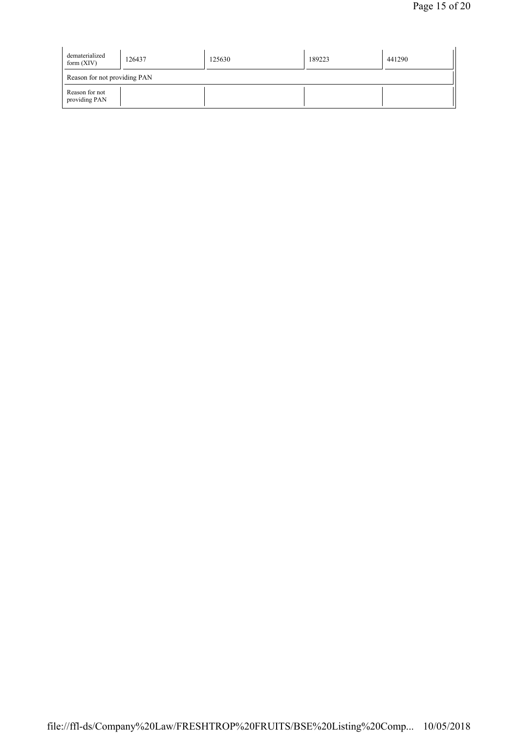| | | | | |
|---|---|---|---|---|
| dematerialized form (XIV) | 126437 | 125630 | 189223 | 441290 |
| Reason for not providing PAN | | | | |
| Reason for not providing PAN | | | | |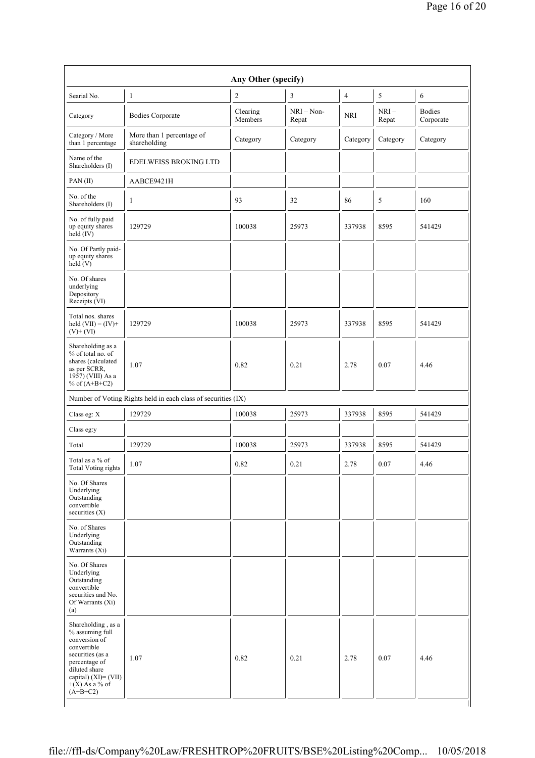| Any Other (specify) | | | | | | |
|---|---|---|---|---|---|---|
| Searial No. | 1 | 2 | 3 | 4 | 5 | 6 |
| Category | Bodies Corporate | Clearing Members | NRI – Non-Repat | NRI | NRI – Repat | Bodies Corporate |
| Category / More than 1 percentage | More than 1 percentage of shareholding | Category | Category | Category | Category | Category |
| Name of the Shareholders (I) | EDELWEISS BROKING LTD | | | | | |
| PAN (II) | AABCE9421H | | | | | |
| No. of the Shareholders (I) | 1 | 93 | 32 | 86 | 5 | 160 |
| No. of fully paid up equity shares held (IV) | 129729 | 100038 | 25973 | 337938 | 8595 | 541429 |
| No. Of Partly paid-up equity shares held (V) | | | | | | |
| No. Of shares underlying Depository Receipts (VI) | | | | | | |
| Total nos. shares held (VII) = (IV)+ (V)+ (VI) | 129729 | 100038 | 25973 | 337938 | 8595 | 541429 |
| Shareholding as a % of total no. of shares (calculated as per SCRR, 1957) (VIII) As a % of (A+B+C2) | 1.07 | 0.82 | 0.21 | 2.78 | 0.07 | 4.46 |
| Number of Voting Rights held in each class of securities (IX) | | | | | | |
| Class eg: X | 129729 | 100038 | 25973 | 337938 | 8595 | 541429 |
| Class eg:y | | | | | | |
| Total | 129729 | 100038 | 25973 | 337938 | 8595 | 541429 |
| Total as a % of Total Voting rights | 1.07 | 0.82 | 0.21 | 2.78 | 0.07 | 4.46 |
| No. Of Shares Underlying Outstanding convertible securities (X) | | | | | | |
| No. of Shares Underlying Outstanding Warrants (Xi) | | | | | | |
| No. Of Shares Underlying Outstanding convertible securities and No. Of Warrants (Xi) (a) | | | | | | |
| Shareholding , as a % assuming full conversion of convertible securities (as a percentage of diluted share capital) (XI)= (VII) +(X) As a % of (A+B+C2) | 1.07 | 0.82 | 0.21 | 2.78 | 0.07 | 4.46 |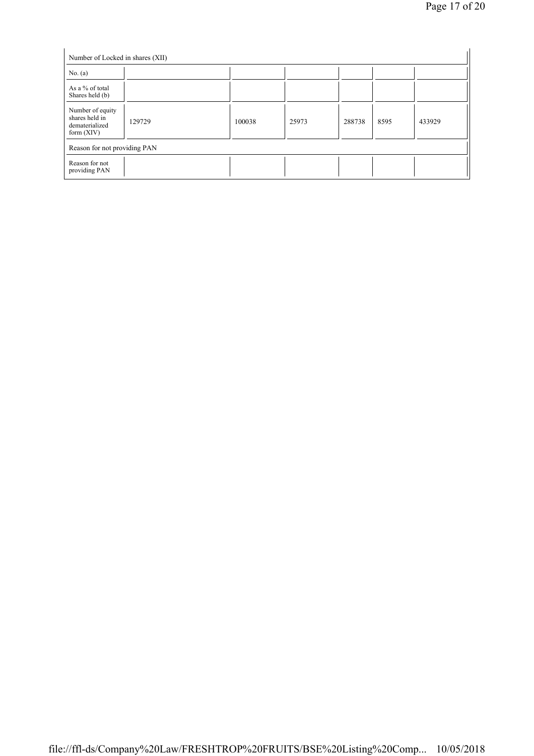| Number of Locked in shares (XII) | | | | | | |
|---|---|---|---|---|---|---|
| No. (a) | | | | | | |
| As a % of total Shares held (b) | | | | | | |
| Number of equity shares held in dematerialized form (XIV) | 129729 | 100038 | 25973 | 288738 | 8595 | 433929 |
| Reason for not providing PAN | | | | | | |
| Reason for not providing PAN | | | | | | |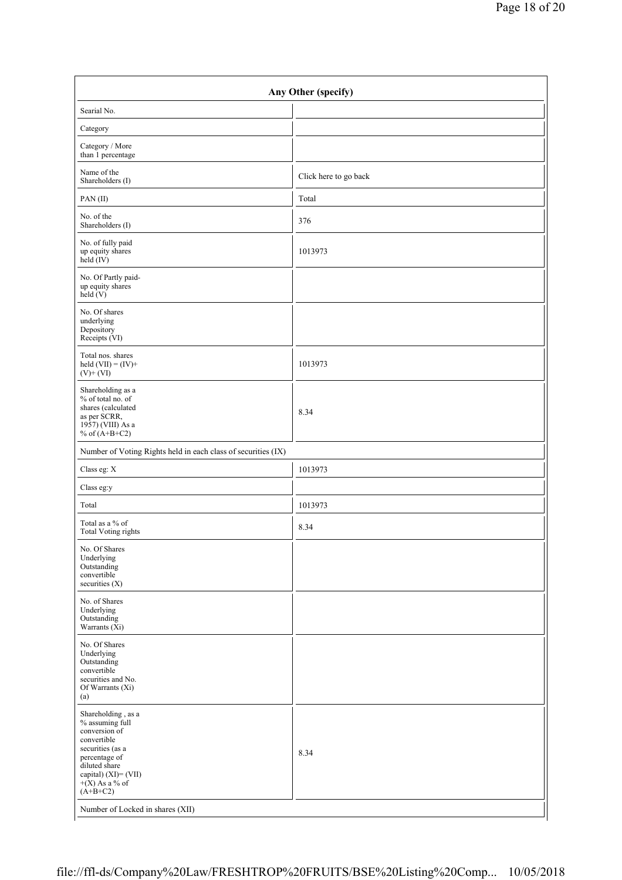| Any Other (specify) | |
|---|---|
| Searial No. | |
| Category | |
| Category / More than 1 percentage | |
| Name of the Shareholders (I) | Click here to go back |
| PAN (II) | Total |
| No. of the Shareholders (I) | 376 |
| No. of fully paid up equity shares held (IV) | 1013973 |
| No. Of Partly paid-up equity shares held (V) | |
| No. Of shares underlying Depository Receipts (VI) | |
| Total nos. shares held (VII) = (IV)+ (V)+ (VI) | 1013973 |
| Shareholding as a % of total no. of shares (calculated as per SCRR, 1957) (VIII) As a % of (A+B+C2) | 8.34 |
| Number of Voting Rights held in each class of securities (IX) | |
| Class eg: X | 1013973 |
| Class eg:y | |
| Total | 1013973 |
| Total as a % of Total Voting rights | 8.34 |
| No. Of Shares Underlying Outstanding convertible securities (X) | |
| No. of Shares Underlying Outstanding Warrants (Xi) | |
| No. Of Shares Underlying Outstanding convertible securities and No. Of Warrants (Xi) (a) | |
| Shareholding , as a % assuming full conversion of convertible securities (as a percentage of diluted share capital) (XI)= (VII) +(X) As a % of (A+B+C2) | 8.34 |
| Number of Locked in shares (XII) | |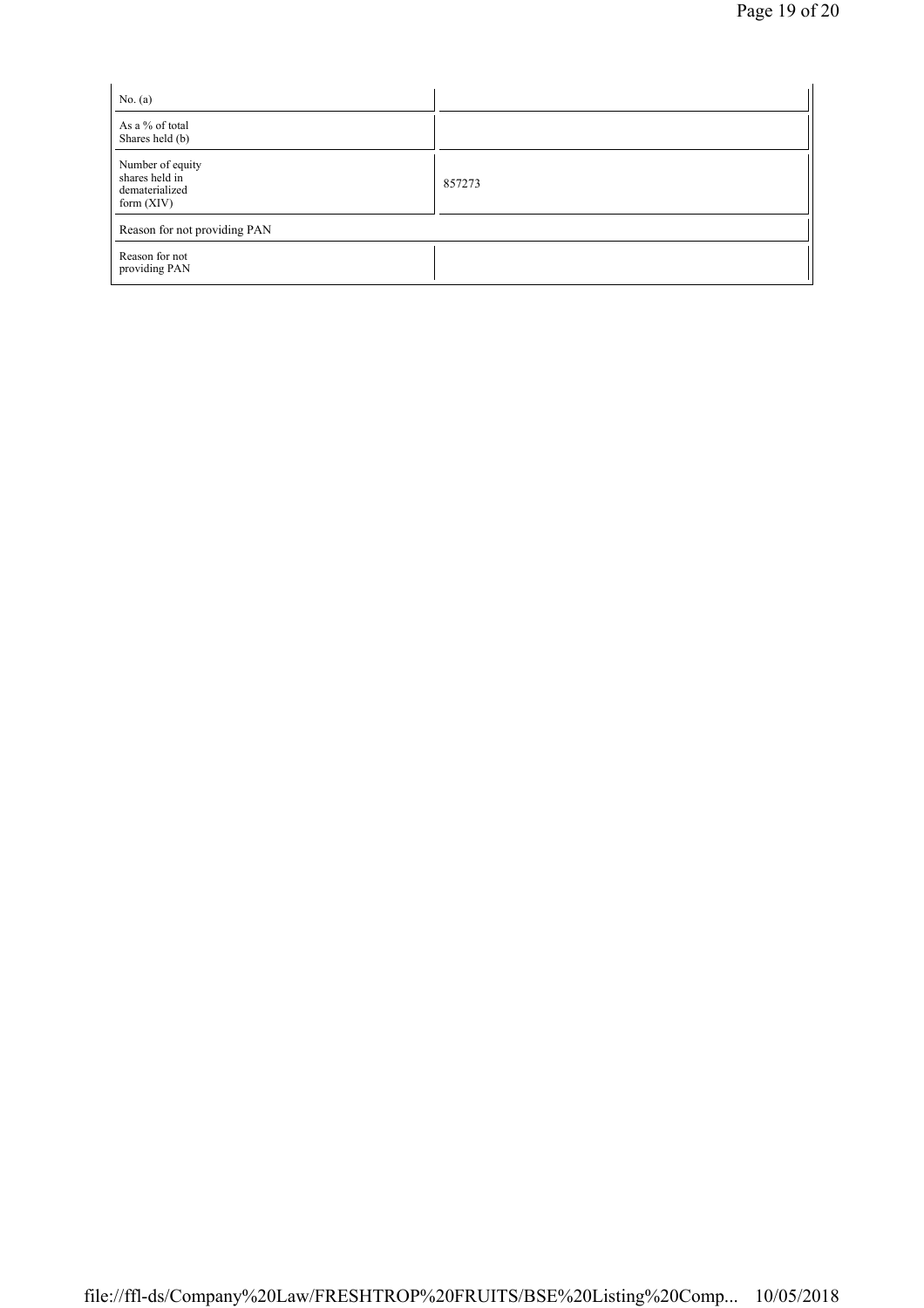| | |
|---|---|
| No. (a) | |
| As a % of total Shares held (b) | |
| Number of equity shares held in dematerialized form (XIV) | 857273 |
| Reason for not providing PAN | |
| Reason for not providing PAN | |